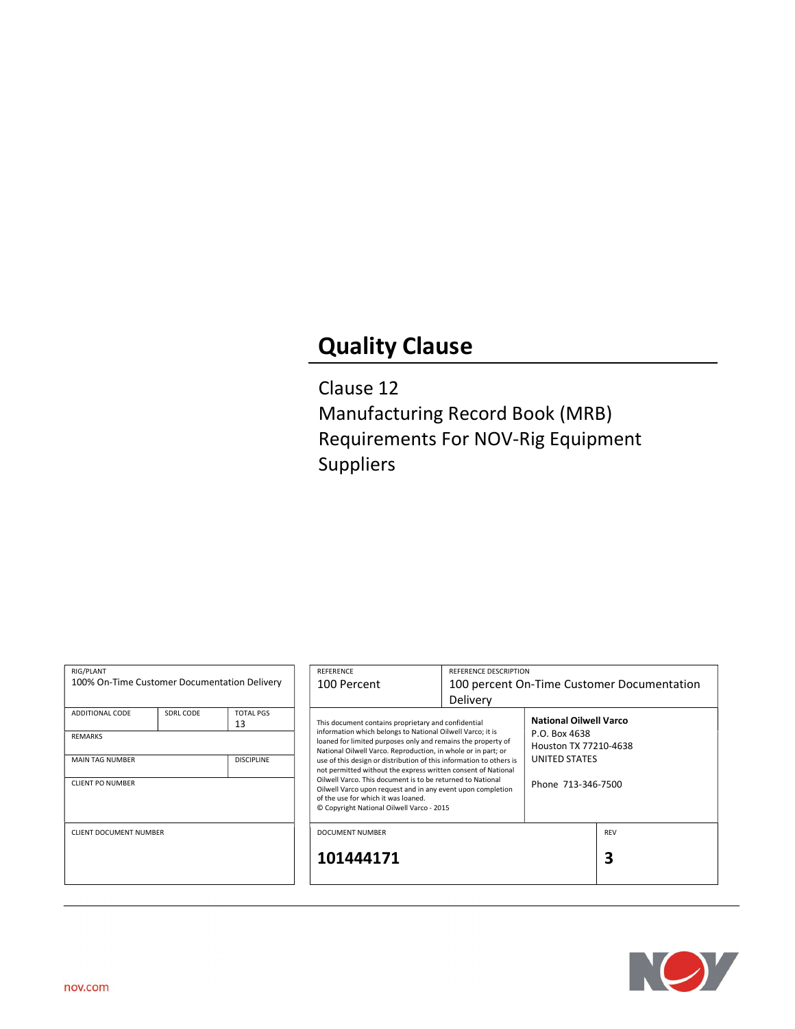# Quality Clause

Clause 12
Manufacturing Record Book (MRB)
Requirements For NOV-Rig Equipment
Suppliers

| RIG/PLANT | | |
|---|---|---|
| 100% On-Time Customer Documentation Delivery | | |
| ADDITIONAL CODE | SDRL CODE | TOTAL PGS 13 |
| REMARKS | | |
| MAIN TAG NUMBER | | DISCIPLINE |
| CLIENT PO NUMBER | | |
| CLIENT DOCUMENT NUMBER | | |

| REFERENCE | REFERENCE DESCRIPTION |
|---|---|
| 100 Percent | 100 percent On-Time Customer Documentation Delivery |

This document contains proprietary and confidential information which belongs to National Oilwell Varco; it is loaned for limited purposes only and remains the property of National Oilwell Varco. Reproduction, in whole or in part; or use of this design or distribution of this information to others is not permitted without the express written consent of National Oilwell Varco. This document is to be returned to National Oilwell Varco upon request and in any event upon completion of the use for which it was loaned.
© Copyright National Oilwell Varco - 2015

**National Oilwell Varco**
P.O. Box 4638
Houston TX 77210-4638
UNITED STATES

Phone 713-346-7500

| DOCUMENT NUMBER | REV |
|---|---|
| **101444171** | **3** |

nov.com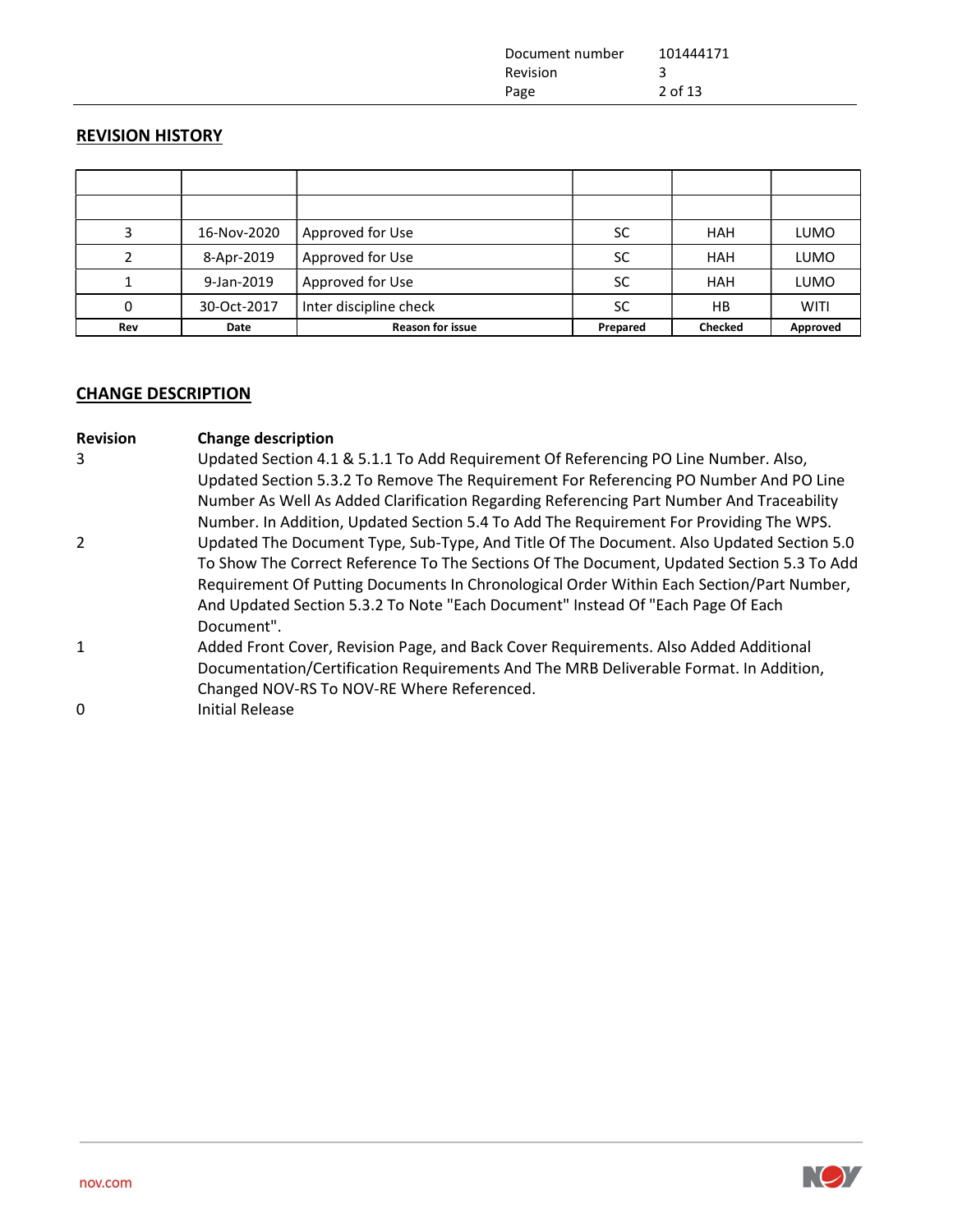## REVISION HISTORY

| Rev | Date | Reason for issue | Prepared | Checked | Approved |
|---|---|---|---|---|---|
| | | | | | |
| | | | | | |
| 3 | 16-Nov-2020 | Approved for Use | SC | HAH | LUMO |
| 2 | 8-Apr-2019 | Approved for Use | SC | HAH | LUMO |
| 1 | 9-Jan-2019 | Approved for Use | SC | HAH | LUMO |
| 0 | 30-Oct-2017 | Inter discipline check | SC | HB | WITI |

## CHANGE DESCRIPTION

| **Revision** | **Change description** |
|---|---|
| 3 | Updated Section 4.1 & 5.1.1 To Add Requirement Of Referencing PO Line Number. Also, Updated Section 5.3.2 To Remove The Requirement For Referencing PO Number And PO Line Number As Well As Added Clarification Regarding Referencing Part Number And Traceability Number. In Addition, Updated Section 5.4 To Add The Requirement For Providing The WPS. |
| 2 | Updated The Document Type, Sub-Type, And Title Of The Document. Also Updated Section 5.0 To Show The Correct Reference To The Sections Of The Document, Updated Section 5.3 To Add Requirement Of Putting Documents In Chronological Order Within Each Section/Part Number, And Updated Section 5.3.2 To Note "Each Document" Instead Of "Each Page Of Each Document". |
| 1 | Added Front Cover, Revision Page, and Back Cover Requirements. Also Added Additional Documentation/Certification Requirements And The MRB Deliverable Format. In Addition, Changed NOV-RS To NOV-RE Where Referenced. |
| 0 | Initial Release |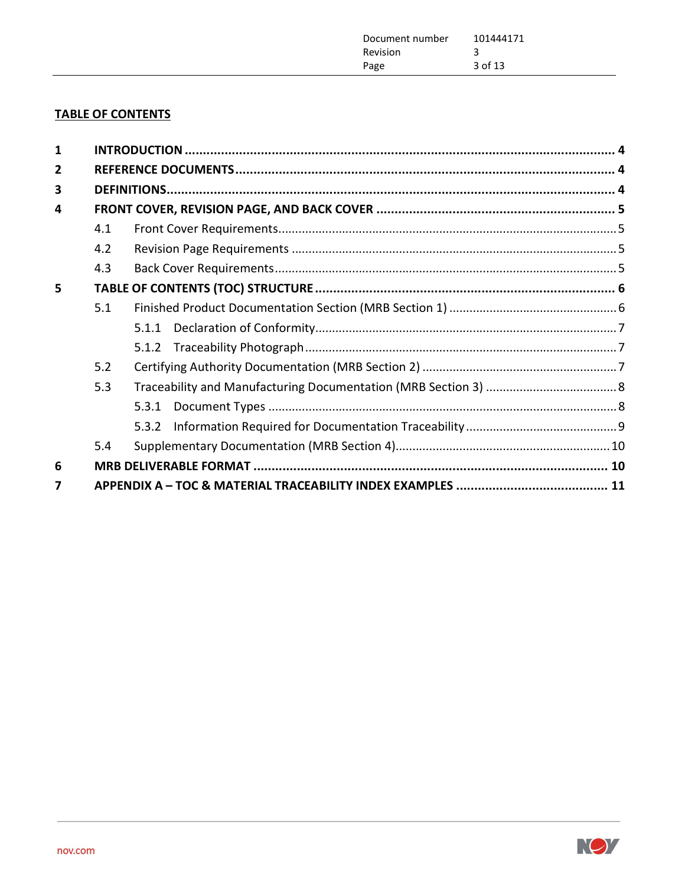## TABLE OF CONTENTS

- **1 INTRODUCTION** ..... 4
- **2 REFERENCE DOCUMENTS** ..... 4
- **3 DEFINITIONS** ..... 4
- **4 FRONT COVER, REVISION PAGE, AND BACK COVER** ..... 5
  - 4.1 Front Cover Requirements ..... 5
  - 4.2 Revision Page Requirements ..... 5
  - 4.3 Back Cover Requirements ..... 5
- **5 TABLE OF CONTENTS (TOC) STRUCTURE** ..... 6
  - 5.1 Finished Product Documentation Section (MRB Section 1) ..... 6
    - 5.1.1 Declaration of Conformity ..... 7
    - 5.1.2 Traceability Photograph ..... 7
  - 5.2 Certifying Authority Documentation (MRB Section 2) ..... 7
  - 5.3 Traceability and Manufacturing Documentation (MRB Section 3) ..... 8
    - 5.3.1 Document Types ..... 8
    - 5.3.2 Information Required for Documentation Traceability ..... 9
  - 5.4 Supplementary Documentation (MRB Section 4) ..... 10
- **6 MRB DELIVERABLE FORMAT** ..... 10
- **7 APPENDIX A – TOC & MATERIAL TRACEABILITY INDEX EXAMPLES** ..... 11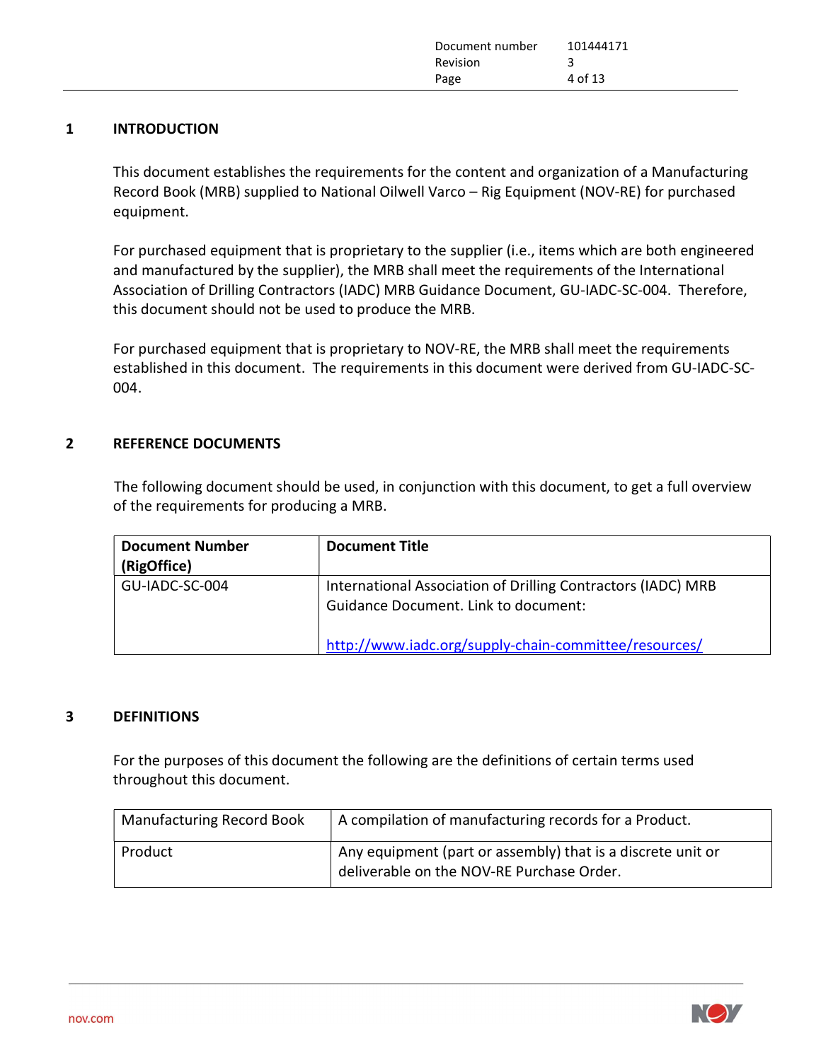# 1 INTRODUCTION

This document establishes the requirements for the content and organization of a Manufacturing Record Book (MRB) supplied to National Oilwell Varco – Rig Equipment (NOV-RE) for purchased equipment.

For purchased equipment that is proprietary to the supplier (i.e., items which are both engineered and manufactured by the supplier), the MRB shall meet the requirements of the International Association of Drilling Contractors (IADC) MRB Guidance Document, GU-IADC-SC-004. Therefore, this document should not be used to produce the MRB.

For purchased equipment that is proprietary to NOV-RE, the MRB shall meet the requirements established in this document. The requirements in this document were derived from GU-IADC-SC-004.

# 2 REFERENCE DOCUMENTS

The following document should be used, in conjunction with this document, to get a full overview of the requirements for producing a MRB.

| Document Number (RigOffice) | Document Title |
|---|---|
| GU-IADC-SC-004 | International Association of Drilling Contractors (IADC) MRB Guidance Document. Link to document: http://www.iadc.org/supply-chain-committee/resources/ |

# 3 DEFINITIONS

For the purposes of this document the following are the definitions of certain terms used throughout this document.

| Manufacturing Record Book | A compilation of manufacturing records for a Product. |
|---|---|
| Product | Any equipment (part or assembly) that is a discrete unit or deliverable on the NOV-RE Purchase Order. |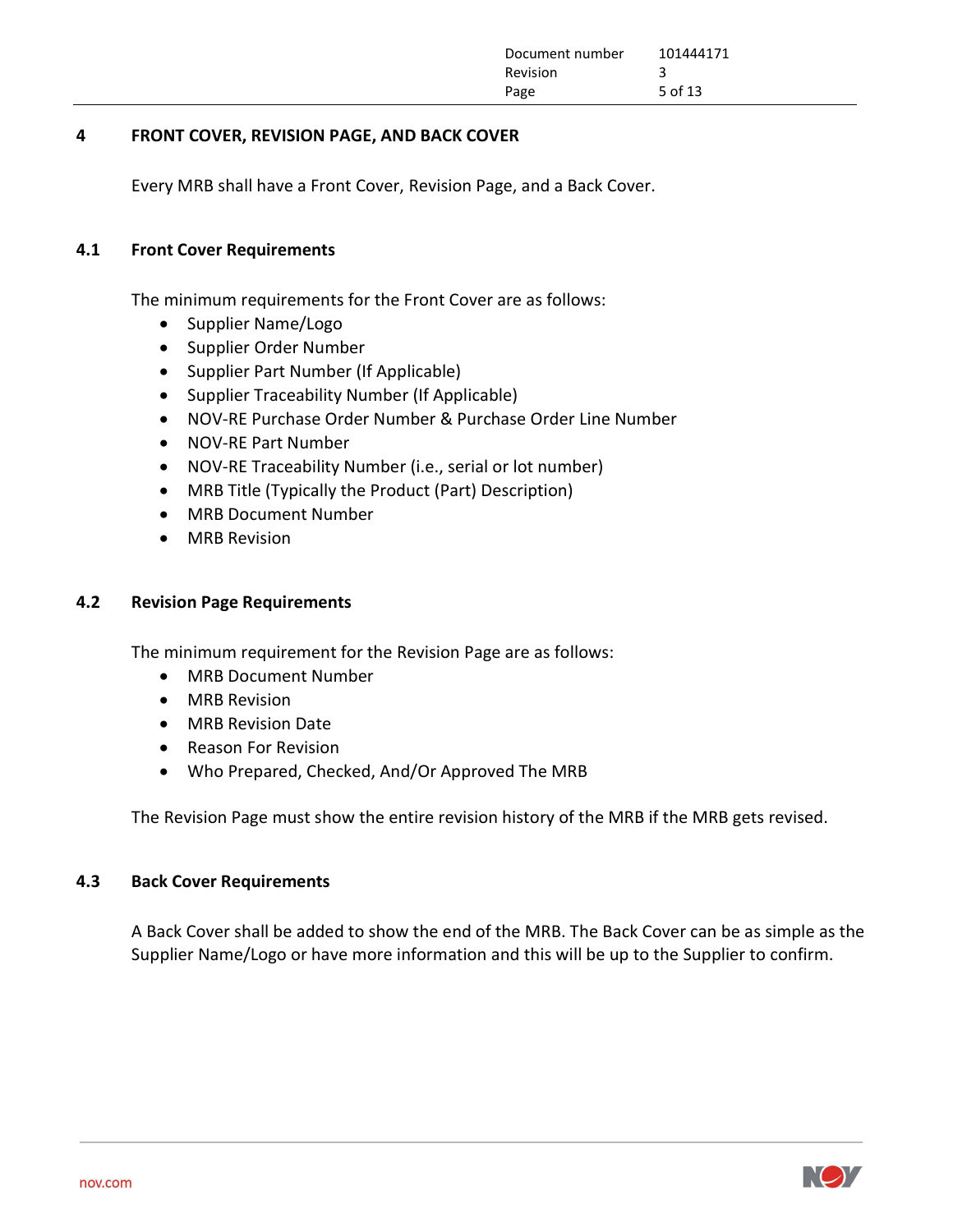# 4 FRONT COVER, REVISION PAGE, AND BACK COVER

Every MRB shall have a Front Cover, Revision Page, and a Back Cover.

## 4.1 Front Cover Requirements

The minimum requirements for the Front Cover are as follows:

- Supplier Name/Logo
- Supplier Order Number
- Supplier Part Number (If Applicable)
- Supplier Traceability Number (If Applicable)
- NOV-RE Purchase Order Number & Purchase Order Line Number
- NOV-RE Part Number
- NOV-RE Traceability Number (i.e., serial or lot number)
- MRB Title (Typically the Product (Part) Description)
- MRB Document Number
- MRB Revision

## 4.2 Revision Page Requirements

The minimum requirement for the Revision Page are as follows:

- MRB Document Number
- MRB Revision
- MRB Revision Date
- Reason For Revision
- Who Prepared, Checked, And/Or Approved The MRB

The Revision Page must show the entire revision history of the MRB if the MRB gets revised.

## 4.3 Back Cover Requirements

A Back Cover shall be added to show the end of the MRB. The Back Cover can be as simple as the Supplier Name/Logo or have more information and this will be up to the Supplier to confirm.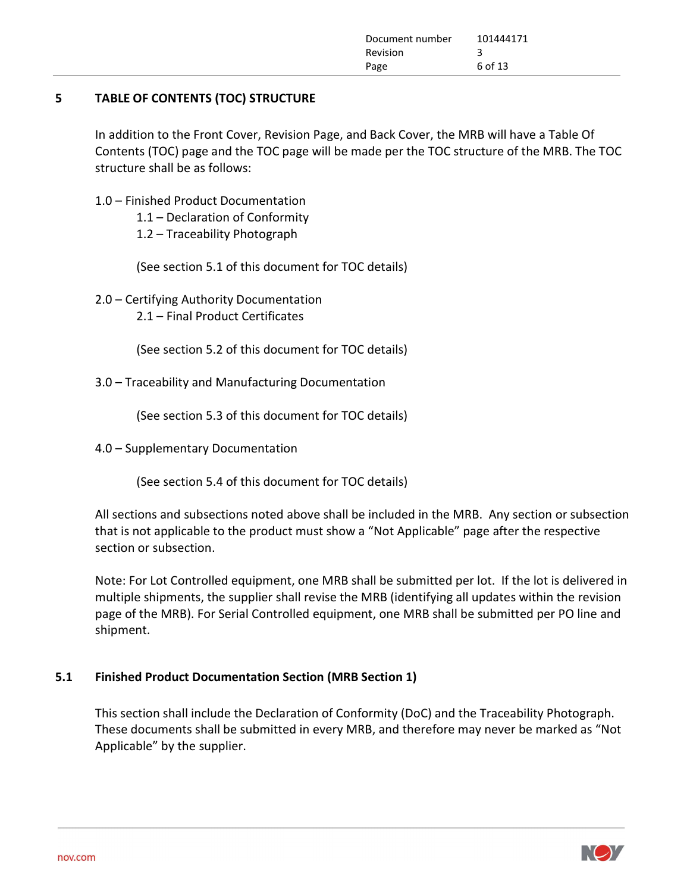## 5 TABLE OF CONTENTS (TOC) STRUCTURE

In addition to the Front Cover, Revision Page, and Back Cover, the MRB will have a Table Of Contents (TOC) page and the TOC page will be made per the TOC structure of the MRB. The TOC structure shall be as follows:

1.0 – Finished Product Documentation
- 1.1 – Declaration of Conformity
- 1.2 – Traceability Photograph

(See section 5.1 of this document for TOC details)

2.0 – Certifying Authority Documentation
- 2.1 – Final Product Certificates

(See section 5.2 of this document for TOC details)

3.0 – Traceability and Manufacturing Documentation

(See section 5.3 of this document for TOC details)

4.0 – Supplementary Documentation

(See section 5.4 of this document for TOC details)

All sections and subsections noted above shall be included in the MRB. Any section or subsection that is not applicable to the product must show a "Not Applicable" page after the respective section or subsection.

Note: For Lot Controlled equipment, one MRB shall be submitted per lot. If the lot is delivered in multiple shipments, the supplier shall revise the MRB (identifying all updates within the revision page of the MRB). For Serial Controlled equipment, one MRB shall be submitted per PO line and shipment.

### 5.1 Finished Product Documentation Section (MRB Section 1)

This section shall include the Declaration of Conformity (DoC) and the Traceability Photograph. These documents shall be submitted in every MRB, and therefore may never be marked as "Not Applicable" by the supplier.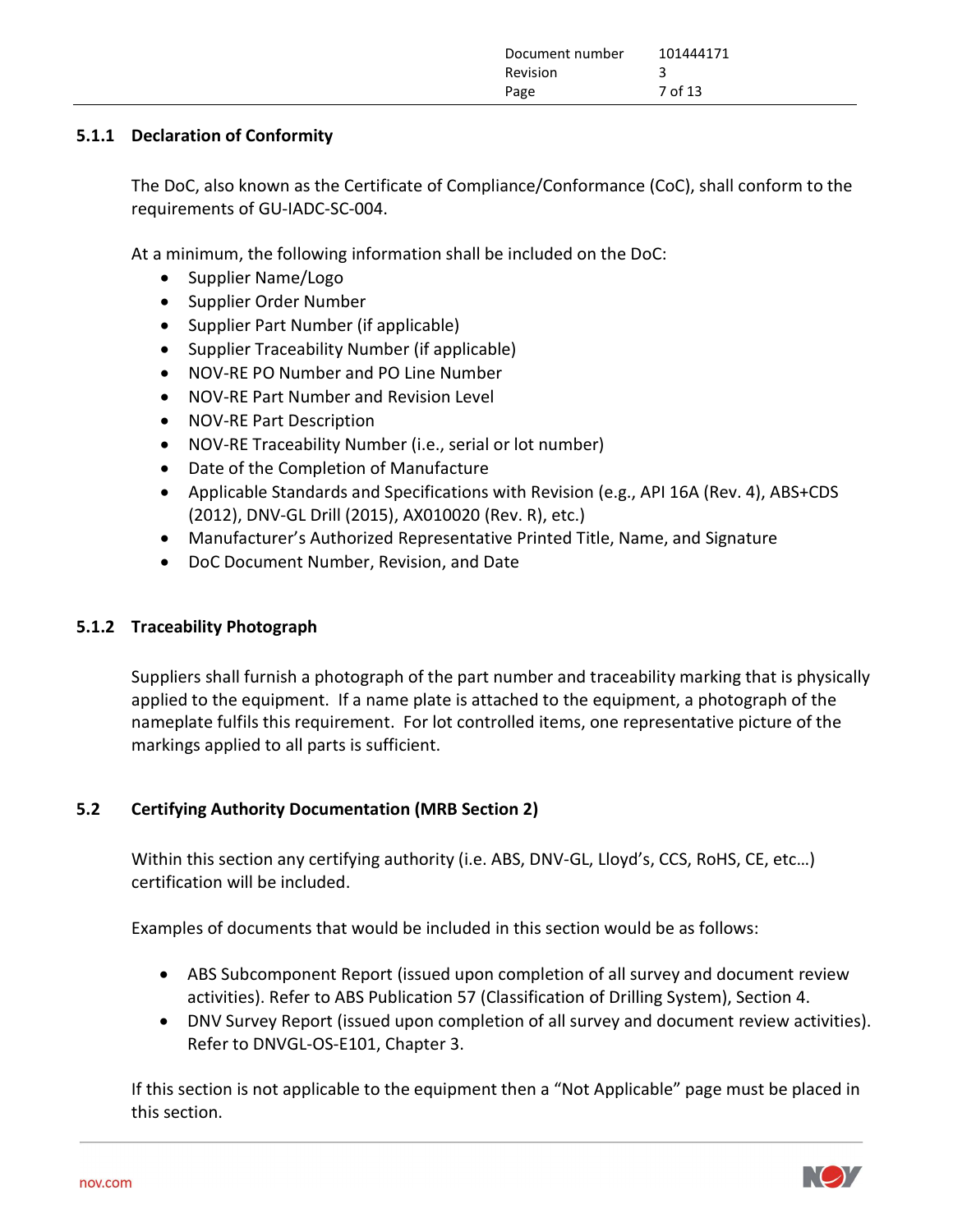### 5.1.1 Declaration of Conformity

The DoC, also known as the Certificate of Compliance/Conformance (CoC), shall conform to the requirements of GU-IADC-SC-004.

At a minimum, the following information shall be included on the DoC:

- Supplier Name/Logo
- Supplier Order Number
- Supplier Part Number (if applicable)
- Supplier Traceability Number (if applicable)
- NOV-RE PO Number and PO Line Number
- NOV-RE Part Number and Revision Level
- NOV-RE Part Description
- NOV-RE Traceability Number (i.e., serial or lot number)
- Date of the Completion of Manufacture
- Applicable Standards and Specifications with Revision (e.g., API 16A (Rev. 4), ABS+CDS (2012), DNV-GL Drill (2015), AX010020 (Rev. R), etc.)
- Manufacturer's Authorized Representative Printed Title, Name, and Signature
- DoC Document Number, Revision, and Date

### 5.1.2 Traceability Photograph

Suppliers shall furnish a photograph of the part number and traceability marking that is physically applied to the equipment. If a name plate is attached to the equipment, a photograph of the nameplate fulfils this requirement. For lot controlled items, one representative picture of the markings applied to all parts is sufficient.

## 5.2 Certifying Authority Documentation (MRB Section 2)

Within this section any certifying authority (i.e. ABS, DNV-GL, Lloyd's, CCS, RoHS, CE, etc…) certification will be included.

Examples of documents that would be included in this section would be as follows:

- ABS Subcomponent Report (issued upon completion of all survey and document review activities). Refer to ABS Publication 57 (Classification of Drilling System), Section 4.
- DNV Survey Report (issued upon completion of all survey and document review activities). Refer to DNVGL-OS-E101, Chapter 3.

If this section is not applicable to the equipment then a "Not Applicable" page must be placed in this section.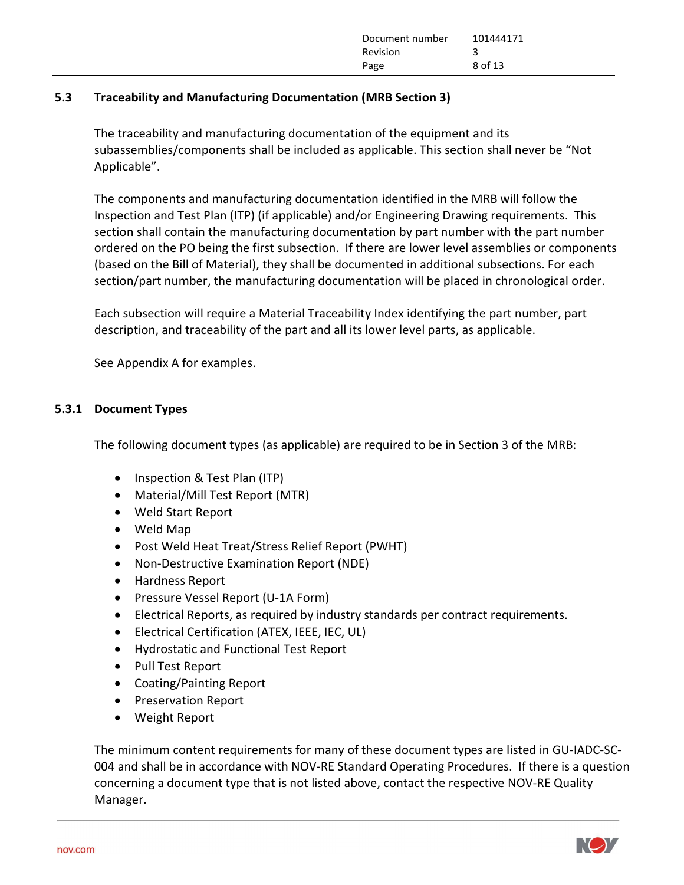### 5.3 Traceability and Manufacturing Documentation (MRB Section 3)

The traceability and manufacturing documentation of the equipment and its subassemblies/components shall be included as applicable. This section shall never be "Not Applicable".

The components and manufacturing documentation identified in the MRB will follow the Inspection and Test Plan (ITP) (if applicable) and/or Engineering Drawing requirements. This section shall contain the manufacturing documentation by part number with the part number ordered on the PO being the first subsection. If there are lower level assemblies or components (based on the Bill of Material), they shall be documented in additional subsections. For each section/part number, the manufacturing documentation will be placed in chronological order.

Each subsection will require a Material Traceability Index identifying the part number, part description, and traceability of the part and all its lower level parts, as applicable.

See Appendix A for examples.

#### 5.3.1 Document Types

The following document types (as applicable) are required to be in Section 3 of the MRB:

- Inspection & Test Plan (ITP)
- Material/Mill Test Report (MTR)
- Weld Start Report
- Weld Map
- Post Weld Heat Treat/Stress Relief Report (PWHT)
- Non-Destructive Examination Report (NDE)
- Hardness Report
- Pressure Vessel Report (U-1A Form)
- Electrical Reports, as required by industry standards per contract requirements.
- Electrical Certification (ATEX, IEEE, IEC, UL)
- Hydrostatic and Functional Test Report
- Pull Test Report
- Coating/Painting Report
- Preservation Report
- Weight Report

The minimum content requirements for many of these document types are listed in GU-IADC-SC-004 and shall be in accordance with NOV-RE Standard Operating Procedures. If there is a question concerning a document type that is not listed above, contact the respective NOV-RE Quality Manager.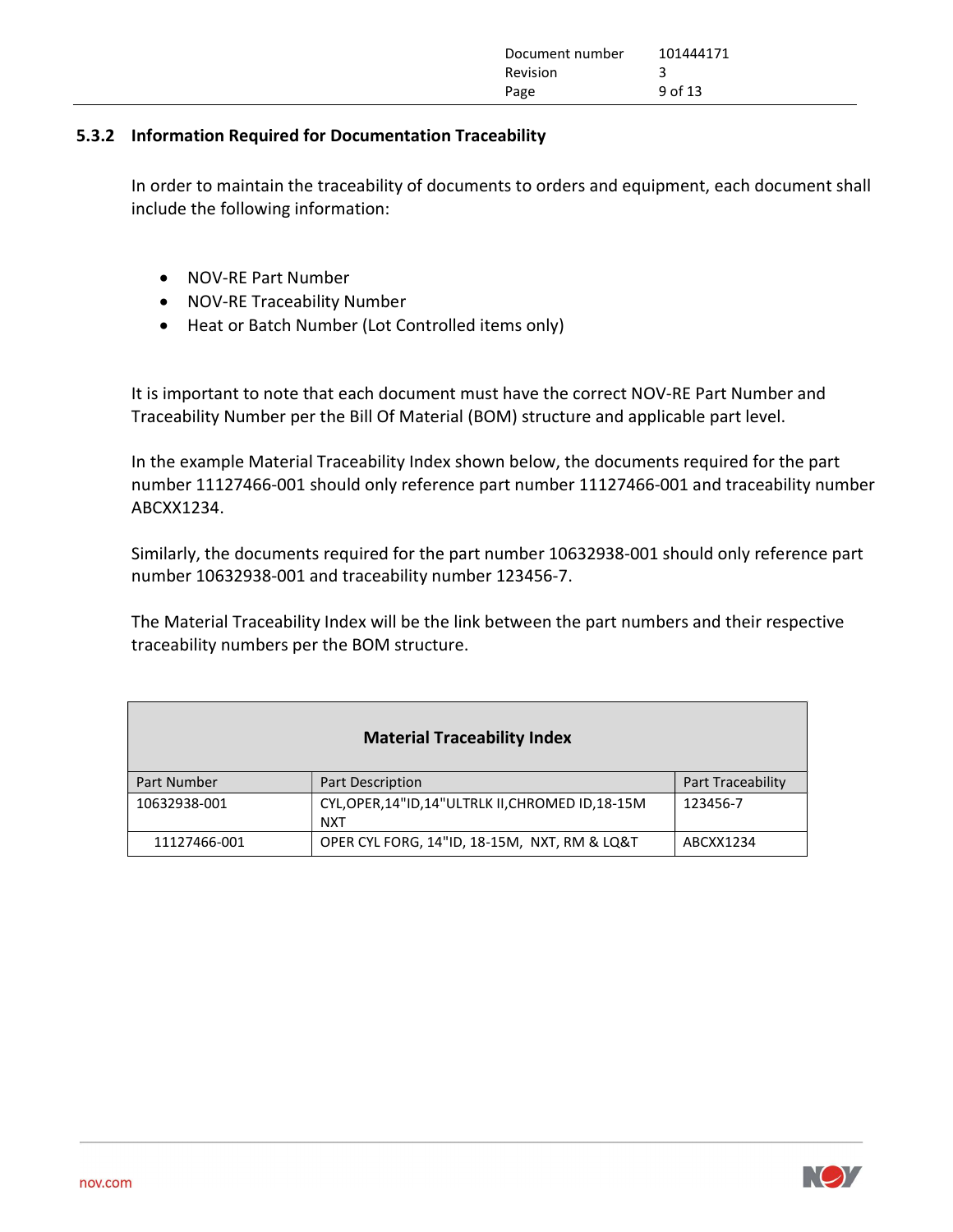### 5.3.2 Information Required for Documentation Traceability

In order to maintain the traceability of documents to orders and equipment, each document shall include the following information:

- NOV-RE Part Number
- NOV-RE Traceability Number
- Heat or Batch Number (Lot Controlled items only)

It is important to note that each document must have the correct NOV-RE Part Number and Traceability Number per the Bill Of Material (BOM) structure and applicable part level.

In the example Material Traceability Index shown below, the documents required for the part number 11127466-001 should only reference part number 11127466-001 and traceability number ABCXX1234.

Similarly, the documents required for the part number 10632938-001 should only reference part number 10632938-001 and traceability number 123456-7.

The Material Traceability Index will be the link between the part numbers and their respective traceability numbers per the BOM structure.

| **Material Traceability Index** | | |
|---|---|---|
| Part Number | Part Description | Part Traceability |
| 10632938-001 | CYL,OPER,14"ID,14"ULTRLK II,CHROMED ID,18-15M NXT | 123456-7 |
| 11127466-001 | OPER CYL FORG, 14"ID, 18-15M, NXT, RM & LQ&T | ABCXX1234 |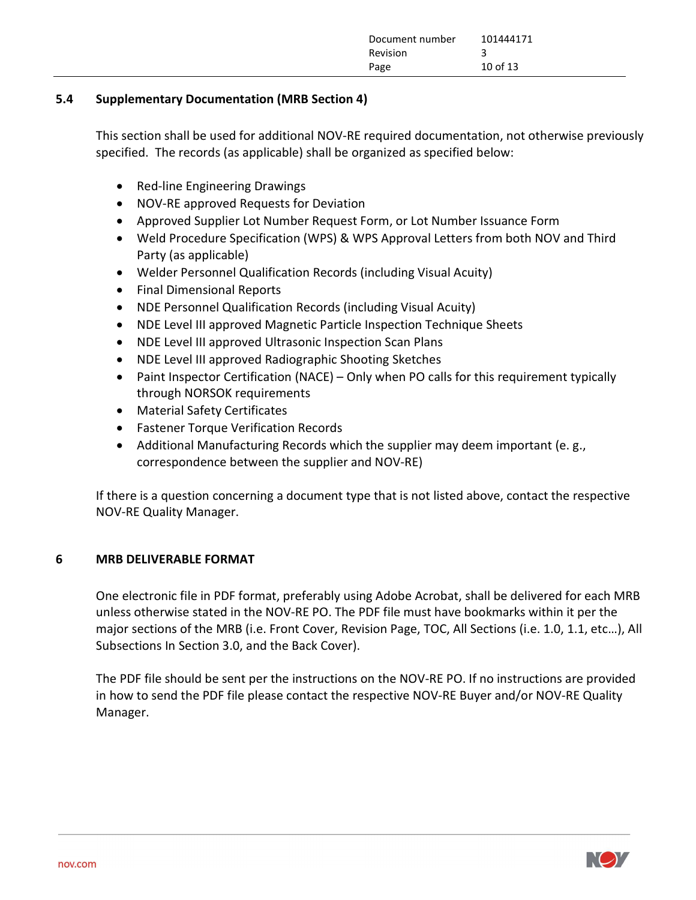## 5.4 Supplementary Documentation (MRB Section 4)

This section shall be used for additional NOV-RE required documentation, not otherwise previously specified. The records (as applicable) shall be organized as specified below:

- Red-line Engineering Drawings
- NOV-RE approved Requests for Deviation
- Approved Supplier Lot Number Request Form, or Lot Number Issuance Form
- Weld Procedure Specification (WPS) & WPS Approval Letters from both NOV and Third Party (as applicable)
- Welder Personnel Qualification Records (including Visual Acuity)
- Final Dimensional Reports
- NDE Personnel Qualification Records (including Visual Acuity)
- NDE Level III approved Magnetic Particle Inspection Technique Sheets
- NDE Level III approved Ultrasonic Inspection Scan Plans
- NDE Level III approved Radiographic Shooting Sketches
- Paint Inspector Certification (NACE) – Only when PO calls for this requirement typically through NORSOK requirements
- Material Safety Certificates
- Fastener Torque Verification Records
- Additional Manufacturing Records which the supplier may deem important (e. g., correspondence between the supplier and NOV-RE)

If there is a question concerning a document type that is not listed above, contact the respective NOV-RE Quality Manager.

# 6 MRB DELIVERABLE FORMAT

One electronic file in PDF format, preferably using Adobe Acrobat, shall be delivered for each MRB unless otherwise stated in the NOV-RE PO. The PDF file must have bookmarks within it per the major sections of the MRB (i.e. Front Cover, Revision Page, TOC, All Sections (i.e. 1.0, 1.1, etc…), All Subsections In Section 3.0, and the Back Cover).

The PDF file should be sent per the instructions on the NOV-RE PO. If no instructions are provided in how to send the PDF file please contact the respective NOV-RE Buyer and/or NOV-RE Quality Manager.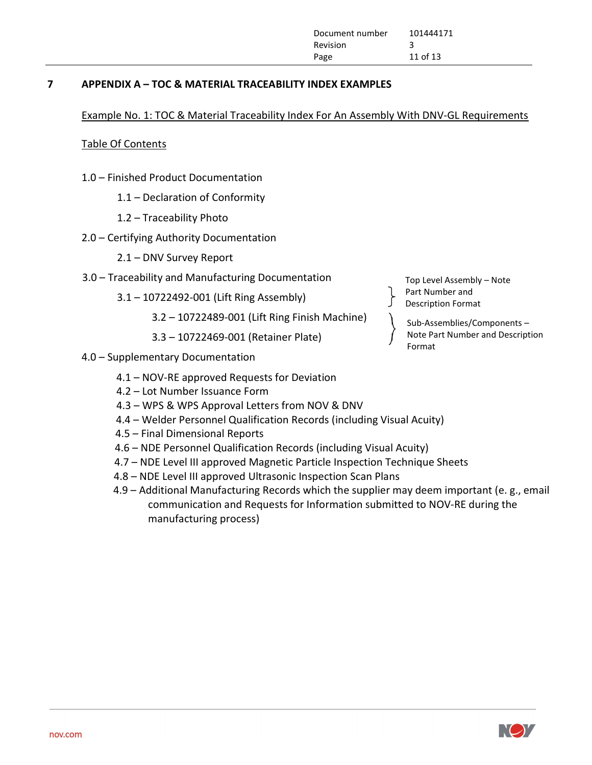## 7 APPENDIX A – TOC & MATERIAL TRACEABILITY INDEX EXAMPLES

Example No. 1: TOC & Material Traceability Index For An Assembly With DNV-GL Requirements

Table Of Contents

- 1.0 – Finished Product Documentation
  - 1.1 – Declaration of Conformity
  - 1.2 – Traceability Photo
- 2.0 – Certifying Authority Documentation
  - 2.1 – DNV Survey Report
- 3.0 – Traceability and Manufacturing Documentation
  - 3.1 – 10722492-001 (Lift Ring Assembly) } Top Level Assembly – Note Part Number and Description Format
    - 3.2 – 10722489-001 (Lift Ring Finish Machine)
    - 3.3 – 10722469-001 (Retainer Plate) } Sub-Assemblies/Components – Note Part Number and Description Format
- 4.0 – Supplementary Documentation
  - 4.1 – NOV-RE approved Requests for Deviation
  - 4.2 – Lot Number Issuance Form
  - 4.3 – WPS & WPS Approval Letters from NOV & DNV
  - 4.4 – Welder Personnel Qualification Records (including Visual Acuity)
  - 4.5 – Final Dimensional Reports
  - 4.6 – NDE Personnel Qualification Records (including Visual Acuity)
  - 4.7 – NDE Level III approved Magnetic Particle Inspection Technique Sheets
  - 4.8 – NDE Level III approved Ultrasonic Inspection Scan Plans
  - 4.9 – Additional Manufacturing Records which the supplier may deem important (e. g., email communication and Requests for Information submitted to NOV-RE during the manufacturing process)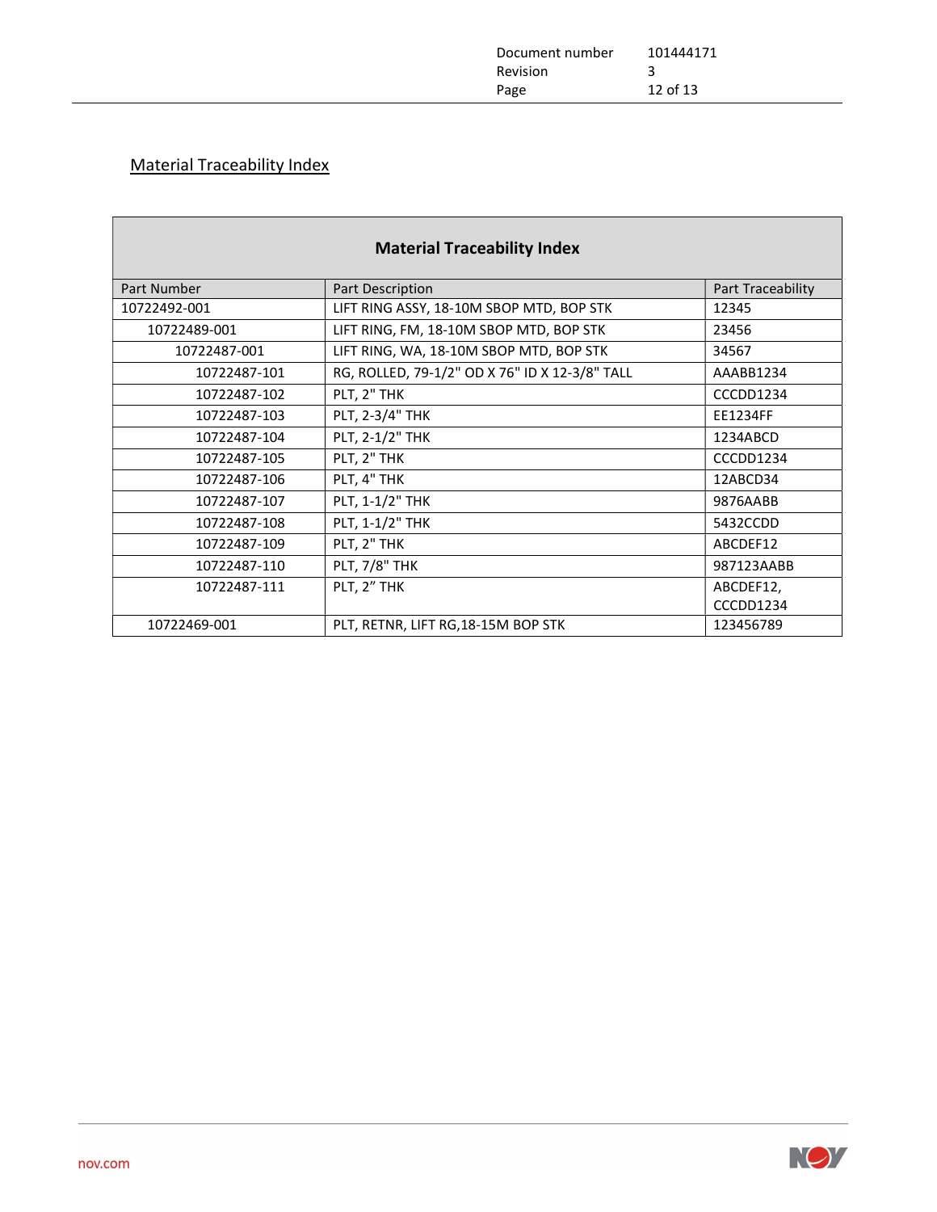## Material Traceability Index

| Material Traceability Index | | |
|---|---|---|
| Part Number | Part Description | Part Traceability |
| 10722492-001 | LIFT RING ASSY, 18-10M SBOP MTD, BOP STK | 12345 |
| 10722489-001 | LIFT RING, FM, 18-10M SBOP MTD, BOP STK | 23456 |
| 10722487-001 | LIFT RING, WA, 18-10M SBOP MTD, BOP STK | 34567 |
| 10722487-101 | RG, ROLLED, 79-1/2" OD X 76" ID X 12-3/8" TALL | AAABB1234 |
| 10722487-102 | PLT, 2" THK | CCCDD1234 |
| 10722487-103 | PLT, 2-3/4" THK | EE1234FF |
| 10722487-104 | PLT, 2-1/2" THK | 1234ABCD |
| 10722487-105 | PLT, 2" THK | CCCDD1234 |
| 10722487-106 | PLT, 4" THK | 12ABCD34 |
| 10722487-107 | PLT, 1-1/2" THK | 9876AABB |
| 10722487-108 | PLT, 1-1/2" THK | 5432CCDD |
| 10722487-109 | PLT, 2" THK | ABCDEF12 |
| 10722487-110 | PLT, 7/8" THK | 987123AABB |
| 10722487-111 | PLT, 2" THK | ABCDEF12, CCCDD1234 |
| 10722469-001 | PLT, RETNR, LIFT RG,18-15M BOP STK | 123456789 |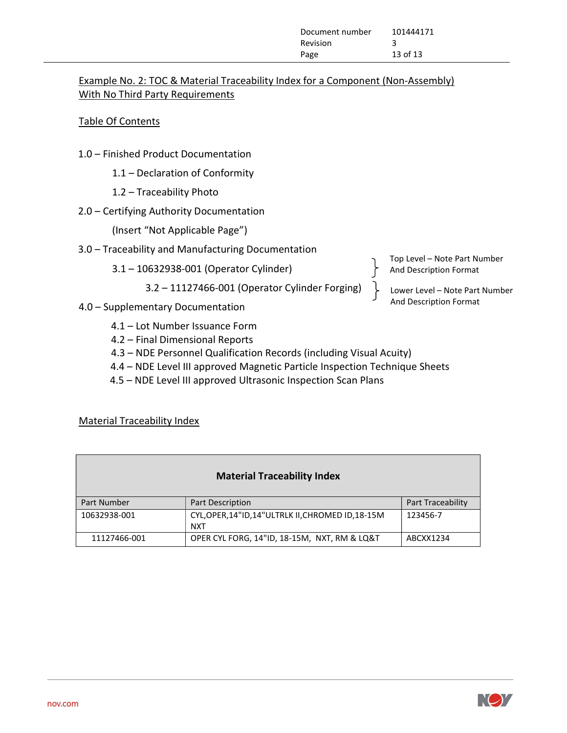Example No. 2: TOC & Material Traceability Index for a Component (Non-Assembly) With No Third Party Requirements

Table Of Contents

1.0 – Finished Product Documentation

- 1.1 – Declaration of Conformity
- 1.2 – Traceability Photo

2.0 – Certifying Authority Documentation

- (Insert “Not Applicable Page”)

3.0 – Traceability and Manufacturing Documentation

- 3.1 – 10632938-001 (Operator Cylinder) } Top Level – Note Part Number And Description Format
  - 3.2 – 11127466-001 (Operator Cylinder Forging) } Lower Level – Note Part Number And Description Format

4.0 – Supplementary Documentation

- 4.1 – Lot Number Issuance Form
- 4.2 – Final Dimensional Reports
- 4.3 – NDE Personnel Qualification Records (including Visual Acuity)
- 4.4 – NDE Level III approved Magnetic Particle Inspection Technique Sheets
- 4.5 – NDE Level III approved Ultrasonic Inspection Scan Plans

Material Traceability Index

| **Material Traceability Index** | | |
|---|---|---|
| Part Number | Part Description | Part Traceability |
| 10632938-001 | CYL,OPER,14"ID,14"ULTRLK II,CHROMED ID,18-15M NXT | 123456-7 |
| 11127466-001 | OPER CYL FORG, 14"ID, 18-15M, NXT, RM & LQ&T | ABCXX1234 |